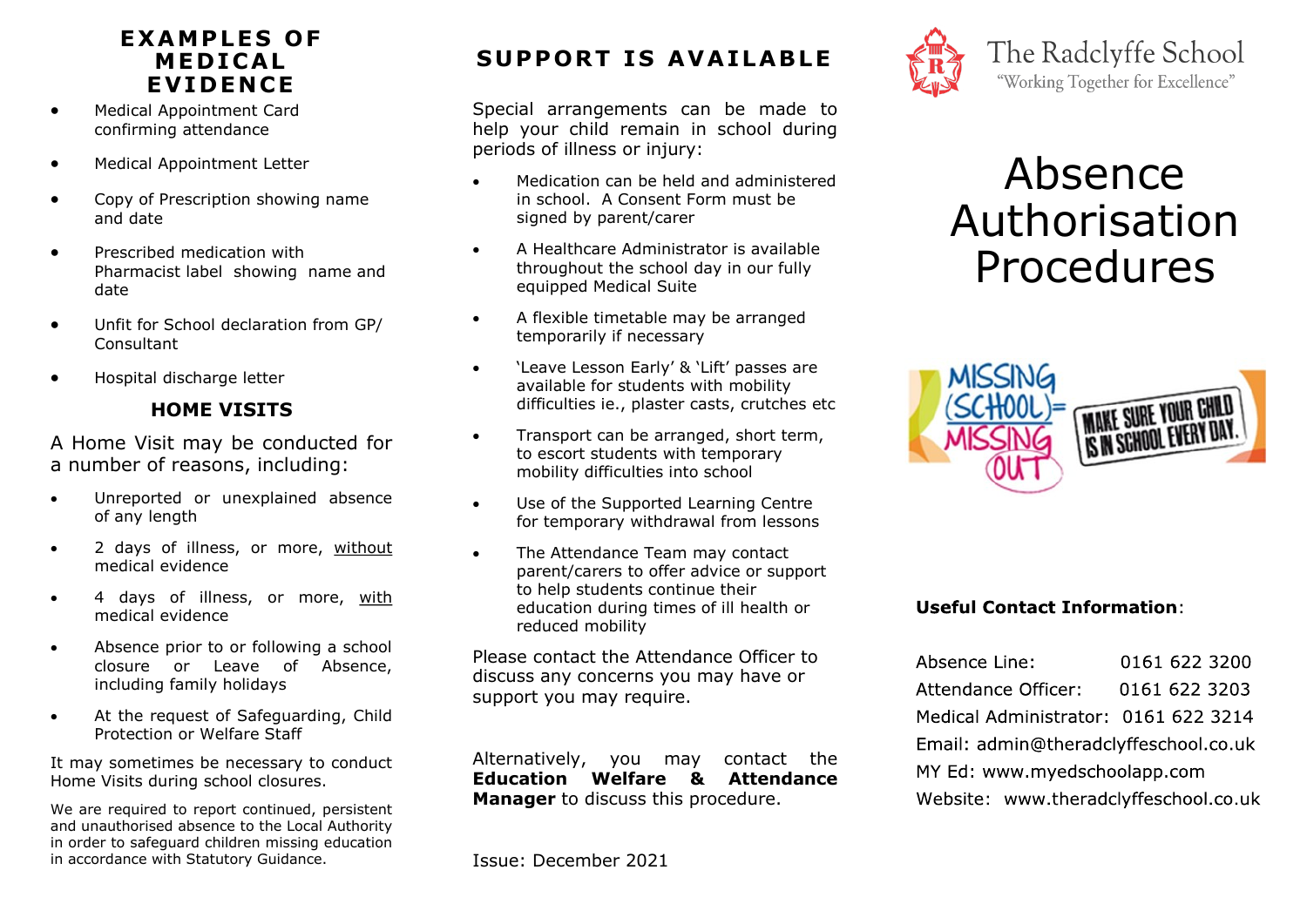## EXAMPLES OF MEDICAL EVIDENCE

- Medical Appointment Card confirming attendance
- Medical Appointment Letter
- Copy of Prescription showing name and date
- Prescribed medication with Pharmacist label showing name and date
- Unfit for School declaration from GP/ Consultant
- Hospital discharge letter

## HOME VISITS

A Home Visit may be conducted for a number of reasons, including:

- Unreported or unexplained absence of any length
- 2 days of illness, or more, without medical evidence
- 4 days of illness, or more, with medical evidence
- Absence prior to or following a school closure or Leave of Absence, including family holidays
- At the request of Safeguarding, Child Protection or Welfare Staff

It may sometimes be necessary to conduct Home Visits during school closures.

We are required to report continued, persistent and unauthorised absence to the Local Authority in order to safeguard children missing education in accordance with Statutory Guidance.

## SUPPORT IS AVAILABLE

Special arrangements can be made to help your child remain in school during periods of illness or injury:

- Medication can be held and administered in school. A Consent Form must be signed by parent/carer
- A Healthcare Administrator is available throughout the school day in our fully equipped Medical Suite
- A flexible timetable may be arranged temporarily if necessary
- 'Leave Lesson Early' & 'Lift' passes are available for students with mobility difficulties ie., plaster casts, crutches etc
- Transport can be arranged, short term, to escort students with temporary mobility difficulties into school
- Use of the Supported Learning Centre for temporary withdrawal from lessons
- The Attendance Team may contact parent/carers to offer advice or support to help students continue their education during times of ill health or reduced mobility

Please contact the Attendance Officer to discuss any concerns you may have or support you may require.

Alternatively, you may contact the **Education Welfare & Attendance Manager** to discuss this procedure.

Issue: December 2021

The Radclyffe School
"Working Together for Excellence"

# Absence Authorisation Procedures

MISSING (SCHOOL) = MISSING OUT

MAKE SURE YOUR CHILD IS IN SCHOOL EVERY DAY.

**Useful Contact Information**:

Absence Line: 0161 622 3200
Attendance Officer: 0161 622 3203
Medical Administrator: 0161 622 3214
Email: admin@theradclyffeschool.co.uk
MY Ed: www.myedschoolapp.com
Website: www.theradclyffeschool.co.uk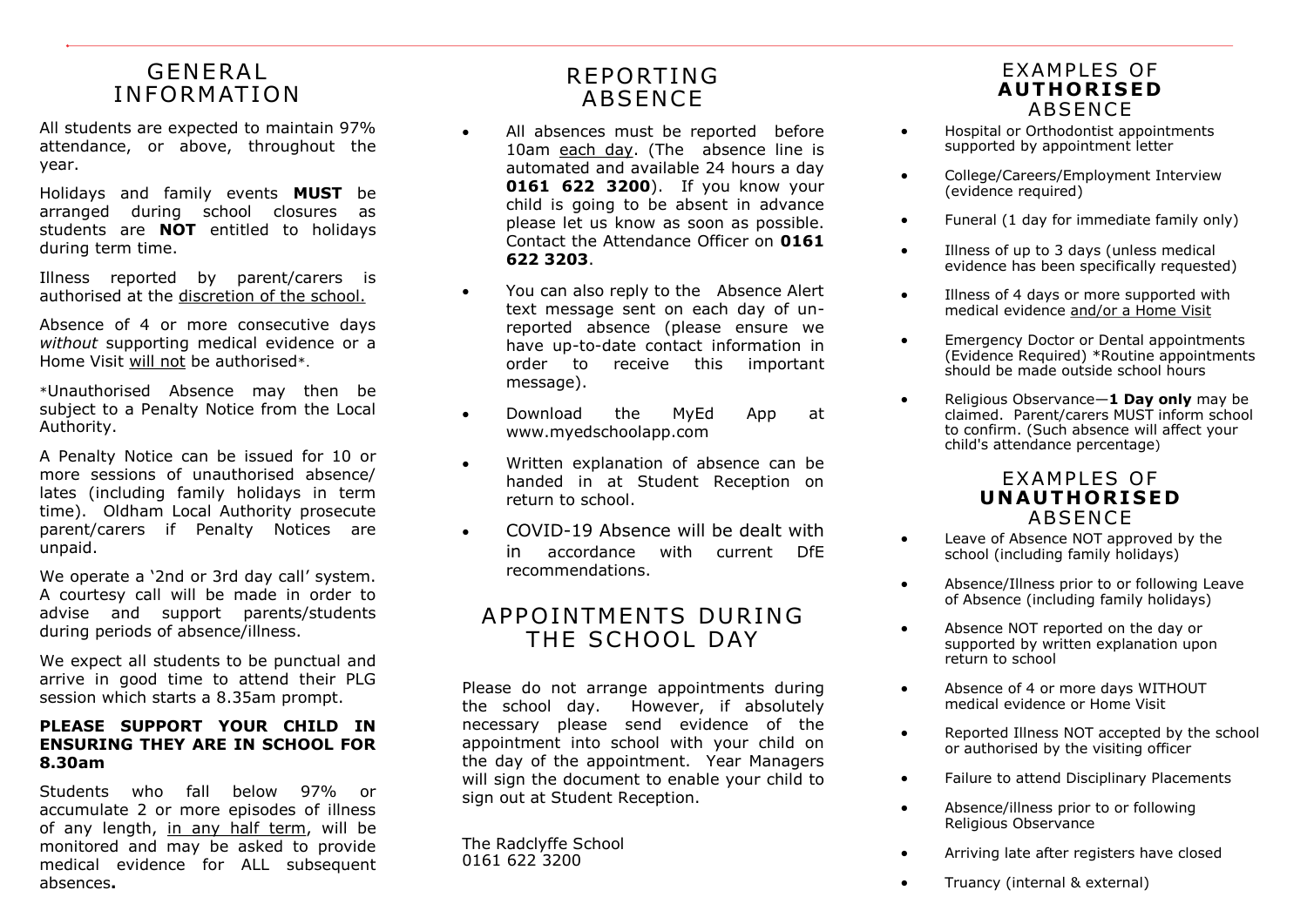## GENERAL INFORMATION

All students are expected to maintain 97% attendance, or above, throughout the year.

Holidays and family events **MUST** be arranged during school closures as students are **NOT** entitled to holidays during term time.

Illness reported by parent/carers is authorised at the discretion of the school.

Absence of 4 or more consecutive days *without* supporting medical evidence or a Home Visit will not be authorised*.

*Unauthorised Absence may then be subject to a Penalty Notice from the Local Authority.

A Penalty Notice can be issued for 10 or more sessions of unauthorised absence/ lates (including family holidays in term time). Oldham Local Authority prosecute parent/carers if Penalty Notices are unpaid.

We operate a '2nd or 3rd day call' system. A courtesy call will be made in order to advise and support parents/students during periods of absence/illness.

We expect all students to be punctual and arrive in good time to attend their PLG session which starts a 8.35am prompt.

**PLEASE SUPPORT YOUR CHILD IN ENSURING THEY ARE IN SCHOOL FOR 8.30am**

Students who fall below 97% or accumulate 2 or more episodes of illness of any length, in any half term, will be monitored and may be asked to provide medical evidence for ALL subsequent absences**.**

## REPORTING ABSENCE

- All absences must be reported before 10am each day. (The absence line is automated and available 24 hours a day **0161 622 3200**). If you know your child is going to be absent in advance please let us know as soon as possible. Contact the Attendance Officer on **0161 622 3203**.
- You can also reply to the Absence Alert text message sent on each day of un-reported absence (please ensure we have up-to-date contact information in order to receive this important message).
- Download the MyEd App at www.myedschoolapp.com
- Written explanation of absence can be handed in at Student Reception on return to school.
- COVID-19 Absence will be dealt with in accordance with current DfE recommendations.

## APPOINTMENTS DURING THE SCHOOL DAY

Please do not arrange appointments during the school day. However, if absolutely necessary please send evidence of the appointment into school with your child on the day of the appointment. Year Managers will sign the document to enable your child to sign out at Student Reception.

The Radclyffe School
0161 622 3200

## EXAMPLES OF **AUTHORISED** ABSENCE

- Hospital or Orthodontist appointments supported by appointment letter
- College/Careers/Employment Interview (evidence required)
- Funeral (1 day for immediate family only)
- Illness of up to 3 days (unless medical evidence has been specifically requested)
- Illness of 4 days or more supported with medical evidence and/or a Home Visit
- Emergency Doctor or Dental appointments (Evidence Required) *Routine appointments should be made outside school hours
- Religious Observance—**1 Day only** may be claimed. Parent/carers MUST inform school to confirm. (Such absence will affect your child's attendance percentage)

## EXAMPLES OF **UNAUTHORISED** ABSENCE

- Leave of Absence NOT approved by the school (including family holidays)
- Absence/Illness prior to or following Leave of Absence (including family holidays)
- Absence NOT reported on the day or supported by written explanation upon return to school
- Absence of 4 or more days WITHOUT medical evidence or Home Visit
- Reported Illness NOT accepted by the school or authorised by the visiting officer
- Failure to attend Disciplinary Placements
- Absence/illness prior to or following Religious Observance
- Arriving late after registers have closed
- Truancy (internal & external)